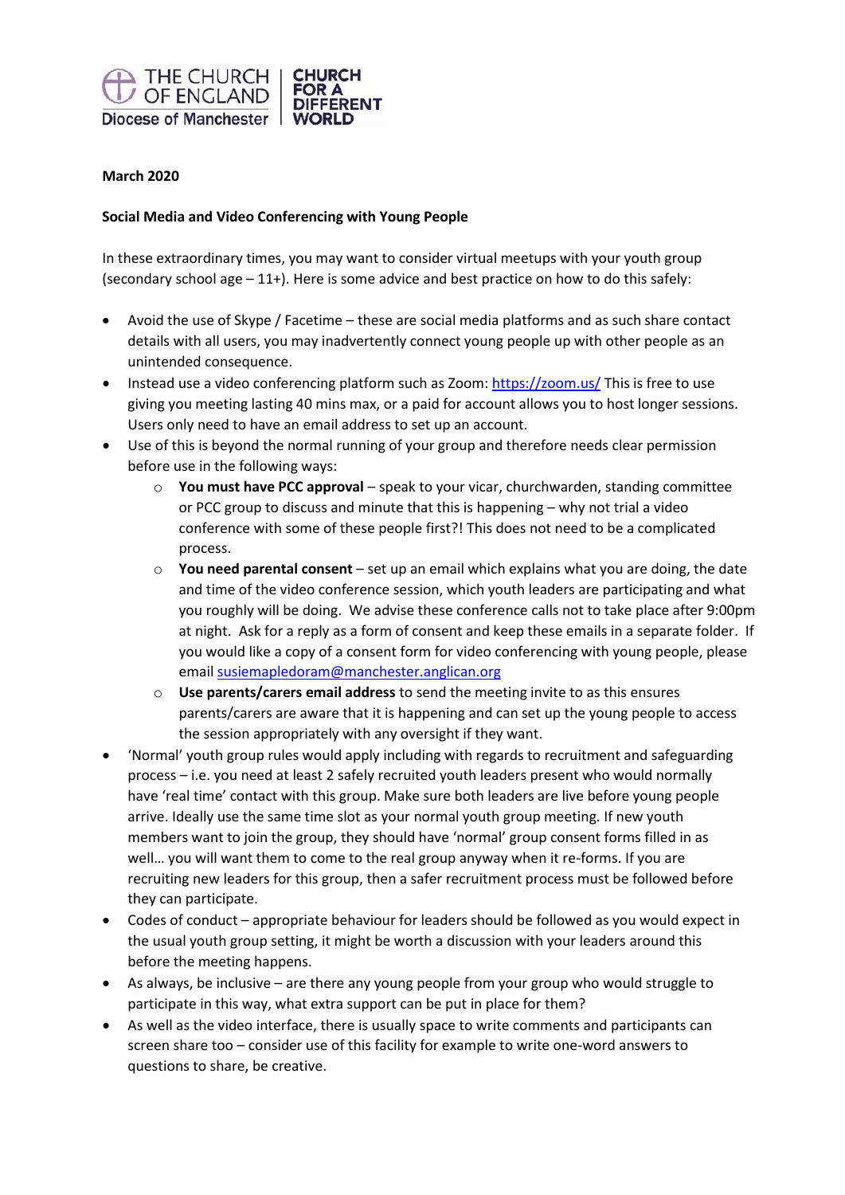THE CHURCH OF ENGLAND
Diocese of Manchester

CHURCH FOR A DIFFERENT WORLD

**March 2020**

**Social Media and Video Conferencing with Young People**

In these extraordinary times, you may want to consider virtual meetups with your youth group (secondary school age – 11+). Here is some advice and best practice on how to do this safely:

- Avoid the use of Skype / Facetime – these are social media platforms and as such share contact details with all users, you may inadvertently connect young people up with other people as an unintended consequence.
- Instead use a video conferencing platform such as Zoom: https://zoom.us/ This is free to use giving you meeting lasting 40 mins max, or a paid for account allows you to host longer sessions. Users only need to have an email address to set up an account.
- Use of this is beyond the normal running of your group and therefore needs clear permission before use in the following ways:
  - **You must have PCC approval** – speak to your vicar, churchwarden, standing committee or PCC group to discuss and minute that this is happening – why not trial a video conference with some of these people first?! This does not need to be a complicated process.
  - **You need parental consent** – set up an email which explains what you are doing, the date and time of the video conference session, which youth leaders are participating and what you roughly will be doing. We advise these conference calls not to take place after 9:00pm at night. Ask for a reply as a form of consent and keep these emails in a separate folder. If you would like a copy of a consent form for video conferencing with young people, please email susiemapledoram@manchester.anglican.org
  - **Use parents/carers email address** to send the meeting invite to as this ensures parents/carers are aware that it is happening and can set up the young people to access the session appropriately with any oversight if they want.
- 'Normal' youth group rules would apply including with regards to recruitment and safeguarding process – i.e. you need at least 2 safely recruited youth leaders present who would normally have 'real time' contact with this group. Make sure both leaders are live before young people arrive. Ideally use the same time slot as your normal youth group meeting. If new youth members want to join the group, they should have 'normal' group consent forms filled in as well… you will want them to come to the real group anyway when it re-forms. If you are recruiting new leaders for this group, then a safer recruitment process must be followed before they can participate.
- Codes of conduct – appropriate behaviour for leaders should be followed as you would expect in the usual youth group setting, it might be worth a discussion with your leaders around this before the meeting happens.
- As always, be inclusive – are there any young people from your group who would struggle to participate in this way, what extra support can be put in place for them?
- As well as the video interface, there is usually space to write comments and participants can screen share too – consider use of this facility for example to write one-word answers to questions to share, be creative.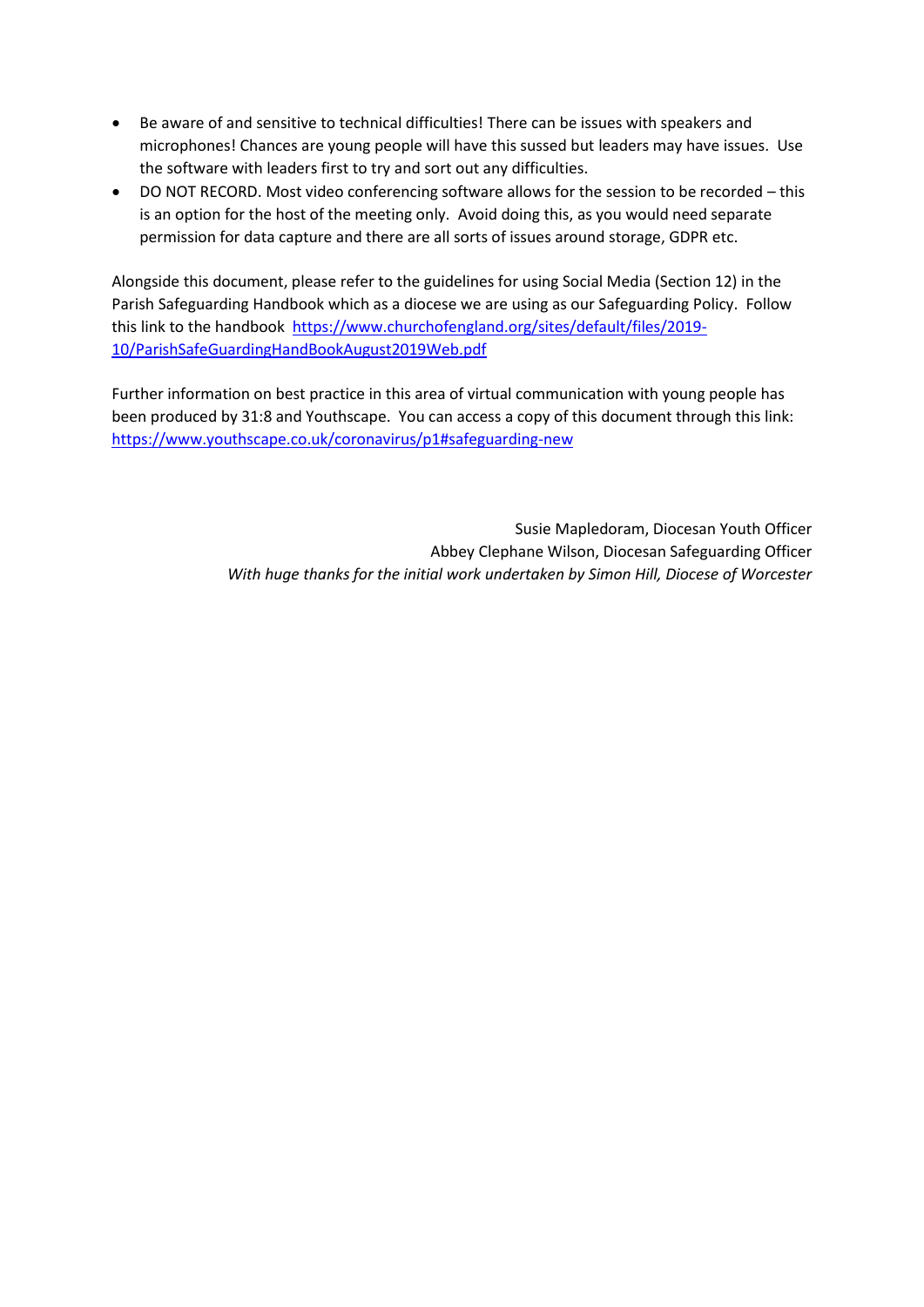- Be aware of and sensitive to technical difficulties! There can be issues with speakers and microphones! Chances are young people will have this sussed but leaders may have issues. Use the software with leaders first to try and sort out any difficulties.
- DO NOT RECORD. Most video conferencing software allows for the session to be recorded – this is an option for the host of the meeting only. Avoid doing this, as you would need separate permission for data capture and there are all sorts of issues around storage, GDPR etc.

Alongside this document, please refer to the guidelines for using Social Media (Section 12) in the Parish Safeguarding Handbook which as a diocese we are using as our Safeguarding Policy. Follow this link to the handbook [https://www.churchofengland.org/sites/default/files/2019-10/ParishSafeGuardingHandBookAugust2019Web.pdf](https://www.churchofengland.org/sites/default/files/2019-10/ParishSafeGuardingHandBookAugust2019Web.pdf)

Further information on best practice in this area of virtual communication with young people has been produced by 31:8 and Youthscape. You can access a copy of this document through this link: [https://www.youthscape.co.uk/coronavirus/p1#safeguarding-new](https://www.youthscape.co.uk/coronavirus/p1#safeguarding-new)

Susie Mapledoram, Diocesan Youth Officer
Abbey Clephane Wilson, Diocesan Safeguarding Officer
*With huge thanks for the initial work undertaken by Simon Hill, Diocese of Worcester*